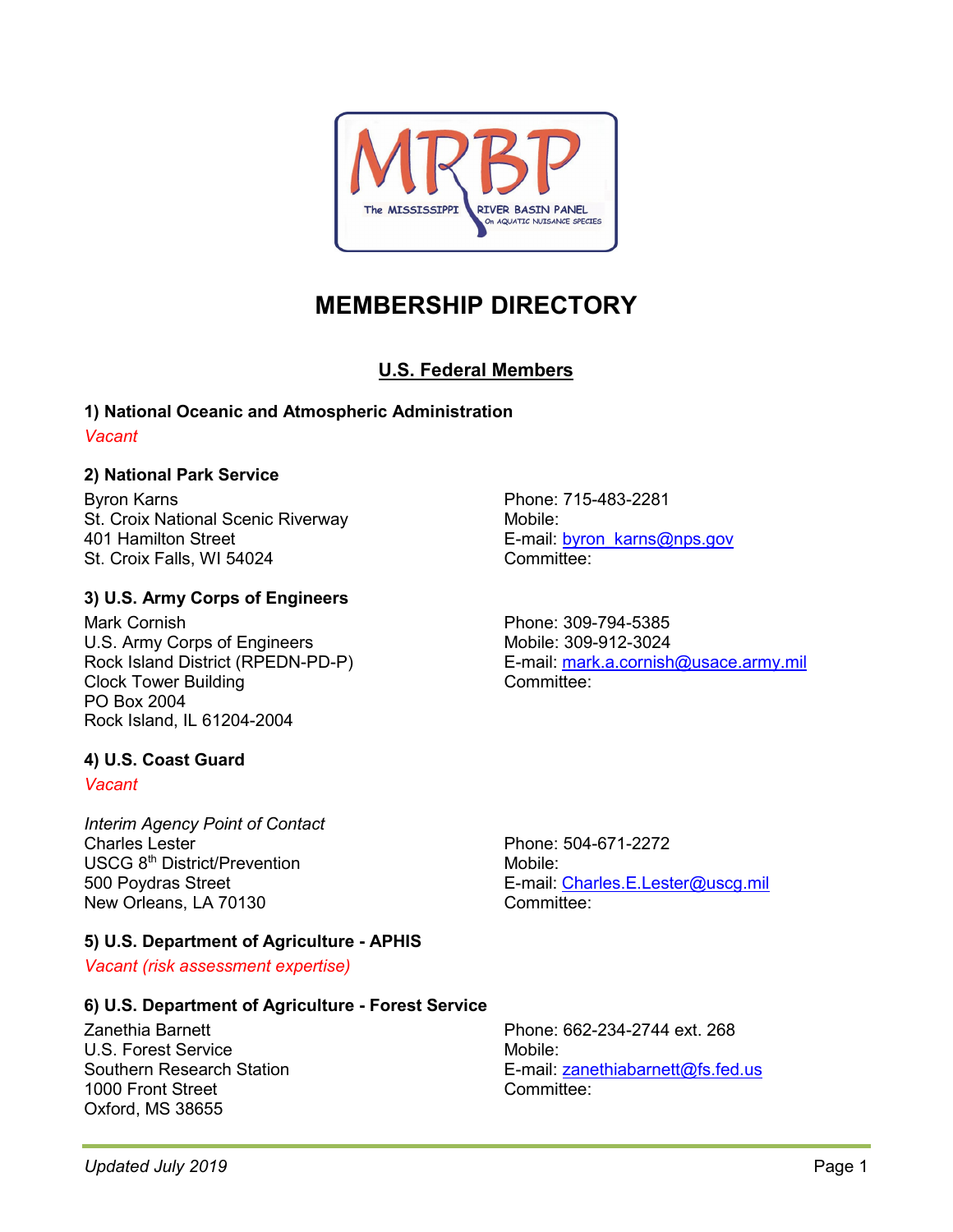# MEMBERSHIP DIRECTORY

## U.S. Federal Members

### 1) National Oceanic and Atmospheric Administration

*Vacant*

### 2) National Park Service

Byron Karns
St. Croix National Scenic Riverway
401 Hamilton Street
St. Croix Falls, WI 54024

Phone: 715-483-2281
Mobile:
E-mail: byron_karns@nps.gov
Committee:

### 3) U.S. Army Corps of Engineers

Mark Cornish
U.S. Army Corps of Engineers
Rock Island District (RPEDN-PD-P)
Clock Tower Building
PO Box 2004
Rock Island, IL 61204-2004

Phone: 309-794-5385
Mobile: 309-912-3024
E-mail: mark.a.cornish@usace.army.mil
Committee:

### 4) U.S. Coast Guard

*Vacant*

*Interim Agency Point of Contact*
Charles Lester
USCG 8th District/Prevention
500 Poydras Street
New Orleans, LA 70130

Phone: 504-671-2272
Mobile:
E-mail: Charles.E.Lester@uscg.mil
Committee:

### 5) U.S. Department of Agriculture - APHIS

*Vacant (risk assessment expertise)*

### 6) U.S. Department of Agriculture - Forest Service

Zanethia Barnett
U.S. Forest Service
Southern Research Station
1000 Front Street
Oxford, MS 38655

Phone: 662-234-2744 ext. 268
Mobile:
E-mail: zanethiabarnett@fs.fed.us
Committee:

*Updated July 2019*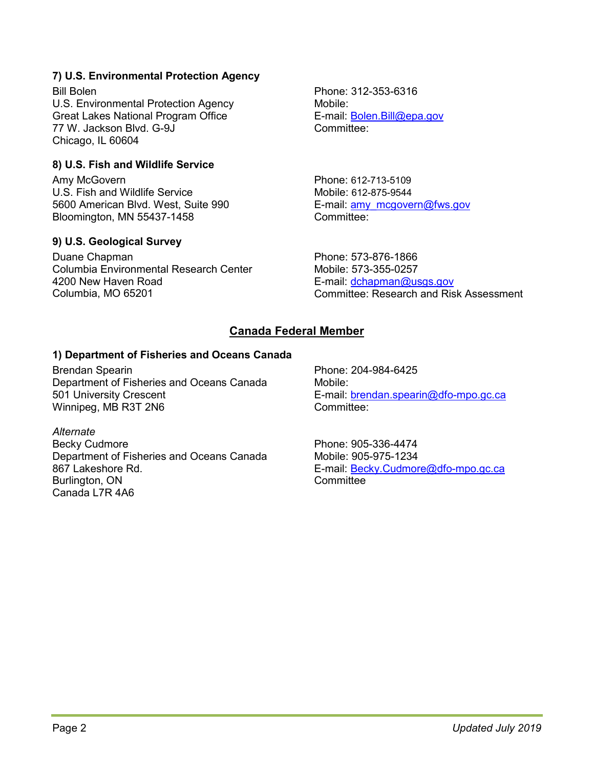**7) U.S. Environmental Protection Agency**

Bill Bolen
U.S. Environmental Protection Agency
Great Lakes National Program Office
77 W. Jackson Blvd. G-9J
Chicago, IL 60604

Phone: 312-353-6316
Mobile:
E-mail: Bolen.Bill@epa.gov
Committee:

**8) U.S. Fish and Wildlife Service**

Amy McGovern
U.S. Fish and Wildlife Service
5600 American Blvd. West, Suite 990
Bloomington, MN 55437-1458

Phone: 612-713-5109
Mobile: 612-875-9544
E-mail: amy_mcgovern@fws.gov
Committee:

**9) U.S. Geological Survey**

Duane Chapman
Columbia Environmental Research Center
4200 New Haven Road
Columbia, MO 65201

Phone: 573-876-1866
Mobile: 573-355-0257
E-mail: dchapman@usgs.gov
Committee: Research and Risk Assessment

## Canada Federal Member

**1) Department of Fisheries and Oceans Canada**

Brendan Spearin
Department of Fisheries and Oceans Canada
501 University Crescent
Winnipeg, MB R3T 2N6

Phone: 204-984-6425
Mobile:
E-mail: brendan.spearin@dfo-mpo.gc.ca
Committee:

*Alternate*
Becky Cudmore
Department of Fisheries and Oceans Canada
867 Lakeshore Rd.
Burlington, ON
Canada L7R 4A6

Phone: 905-336-4474
Mobile: 905-975-1234
E-mail: Becky.Cudmore@dfo-mpo.gc.ca
Committee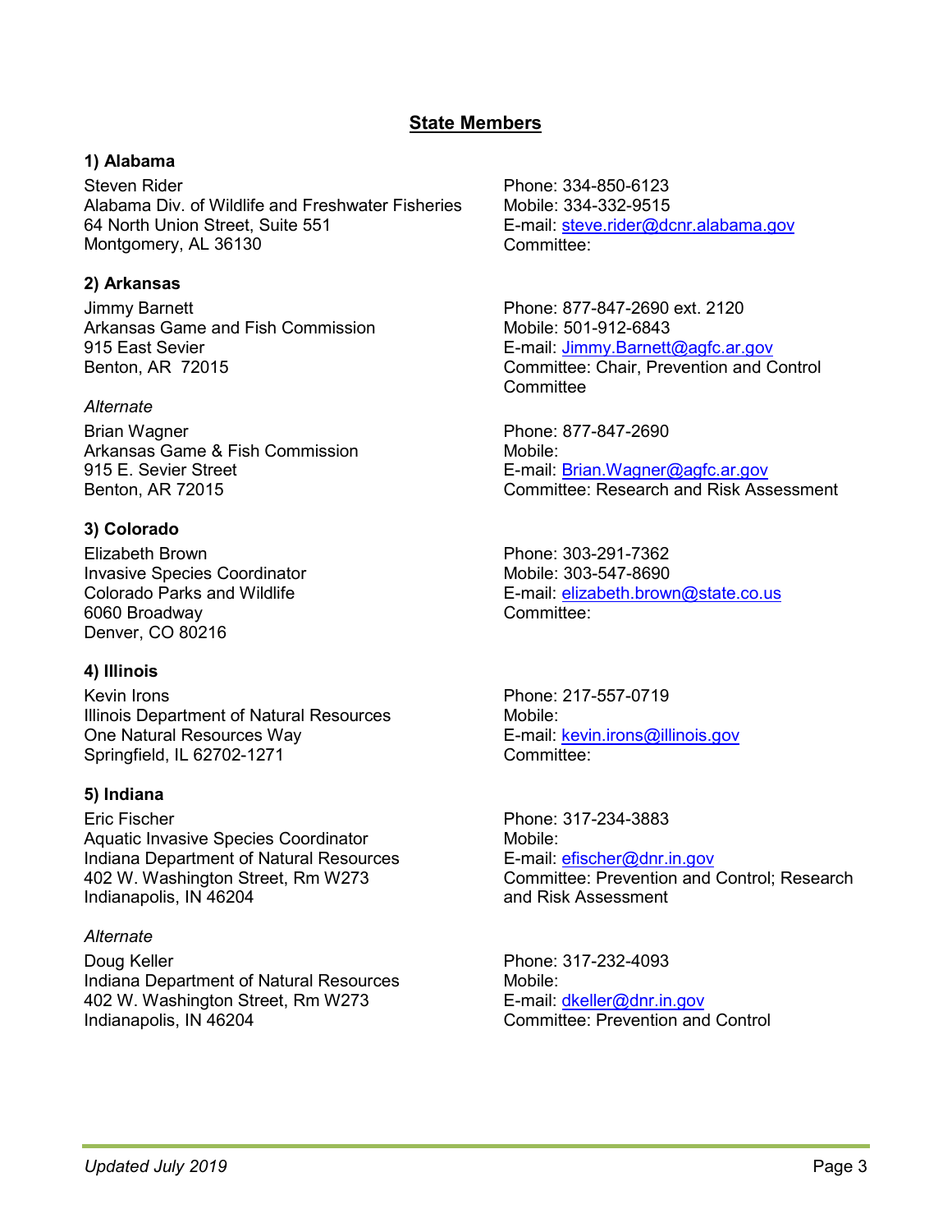## State Members

### 1) Alabama

Steven Rider
Alabama Div. of Wildlife and Freshwater Fisheries
64 North Union Street, Suite 551
Montgomery, AL 36130

Phone: 334-850-6123
Mobile: 334-332-9515
E-mail: steve.rider@dcnr.alabama.gov
Committee:

### 2) Arkansas

Jimmy Barnett
Arkansas Game and Fish Commission
915 East Sevier
Benton, AR 72015

Phone: 877-847-2690 ext. 2120
Mobile: 501-912-6843
E-mail: Jimmy.Barnett@agfc.ar.gov
Committee: Chair, Prevention and Control Committee

*Alternate*

Brian Wagner
Arkansas Game & Fish Commission
915 E. Sevier Street
Benton, AR 72015

Phone: 877-847-2690
Mobile:
E-mail: Brian.Wagner@agfc.ar.gov
Committee: Research and Risk Assessment

### 3) Colorado

Elizabeth Brown
Invasive Species Coordinator
Colorado Parks and Wildlife
6060 Broadway
Denver, CO 80216

Phone: 303-291-7362
Mobile: 303-547-8690
E-mail: elizabeth.brown@state.co.us
Committee:

### 4) Illinois

Kevin Irons
Illinois Department of Natural Resources
One Natural Resources Way
Springfield, IL 62702-1271

Phone: 217-557-0719
Mobile:
E-mail: kevin.irons@illinois.gov
Committee:

### 5) Indiana

Eric Fischer
Aquatic Invasive Species Coordinator
Indiana Department of Natural Resources
402 W. Washington Street, Rm W273
Indianapolis, IN 46204

Phone: 317-234-3883
Mobile:
E-mail: efischer@dnr.in.gov
Committee: Prevention and Control; Research and Risk Assessment

*Alternate*

Doug Keller
Indiana Department of Natural Resources
402 W. Washington Street, Rm W273
Indianapolis, IN 46204

Phone: 317-232-4093
Mobile:
E-mail: dkeller@dnr.in.gov
Committee: Prevention and Control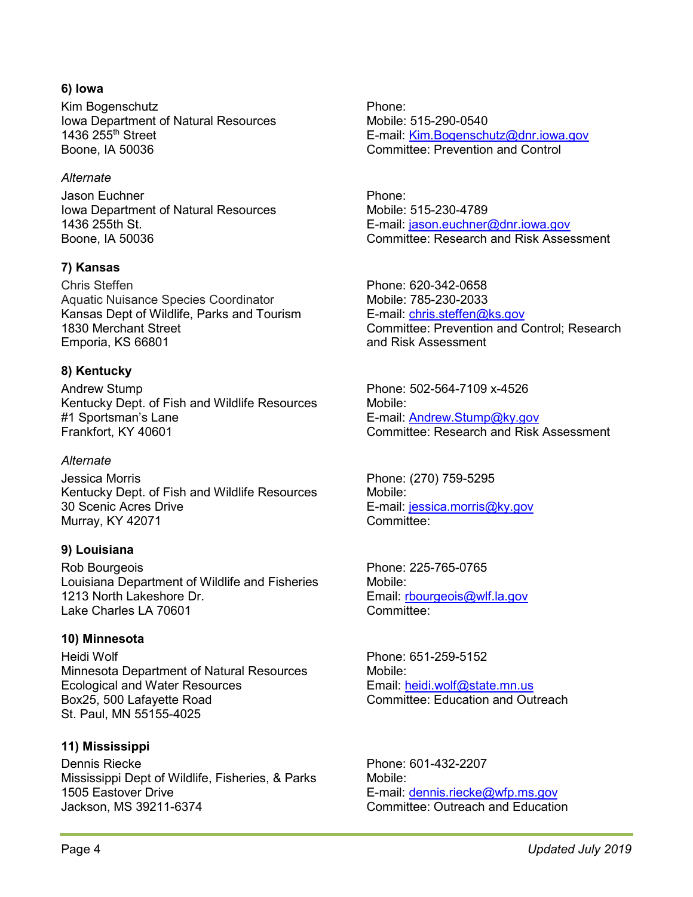**6) Iowa**

Kim Bogenschutz
Iowa Department of Natural Resources
1436 255th Street
Boone, IA 50036

Phone:
Mobile: 515-290-0540
E-mail: Kim.Bogenschutz@dnr.iowa.gov
Committee: Prevention and Control

*Alternate*

Jason Euchner
Iowa Department of Natural Resources
1436 255th St.
Boone, IA 50036

Phone:
Mobile: 515-230-4789
E-mail: jason.euchner@dnr.iowa.gov
Committee: Research and Risk Assessment

**7) Kansas**

Chris Steffen
Aquatic Nuisance Species Coordinator
Kansas Dept of Wildlife, Parks and Tourism
1830 Merchant Street
Emporia, KS 66801

Phone: 620-342-0658
Mobile: 785-230-2033
E-mail: chris.steffen@ks.gov
Committee: Prevention and Control; Research and Risk Assessment

**8) Kentucky**

Andrew Stump
Kentucky Dept. of Fish and Wildlife Resources
#1 Sportsman's Lane
Frankfort, KY 40601

Phone: 502-564-7109 x-4526
Mobile:
E-mail: Andrew.Stump@ky.gov
Committee: Research and Risk Assessment

*Alternate*

Jessica Morris
Kentucky Dept. of Fish and Wildlife Resources
30 Scenic Acres Drive
Murray, KY 42071

Phone: (270) 759-5295
Mobile:
E-mail: jessica.morris@ky.gov
Committee:

**9) Louisiana**

Rob Bourgeois
Louisiana Department of Wildlife and Fisheries
1213 North Lakeshore Dr.
Lake Charles LA 70601

Phone: 225-765-0765
Mobile:
Email: rbourgeois@wlf.la.gov
Committee:

**10) Minnesota**

Heidi Wolf
Minnesota Department of Natural Resources
Ecological and Water Resources
Box25, 500 Lafayette Road
St. Paul, MN 55155-4025

Phone: 651-259-5152
Mobile:
Email: heidi.wolf@state.mn.us
Committee: Education and Outreach

**11) Mississippi**

Dennis Riecke
Mississippi Dept of Wildlife, Fisheries, & Parks
1505 Eastover Drive
Jackson, MS 39211-6374

Phone: 601-432-2207
Mobile:
E-mail: dennis.riecke@wfp.ms.gov
Committee: Outreach and Education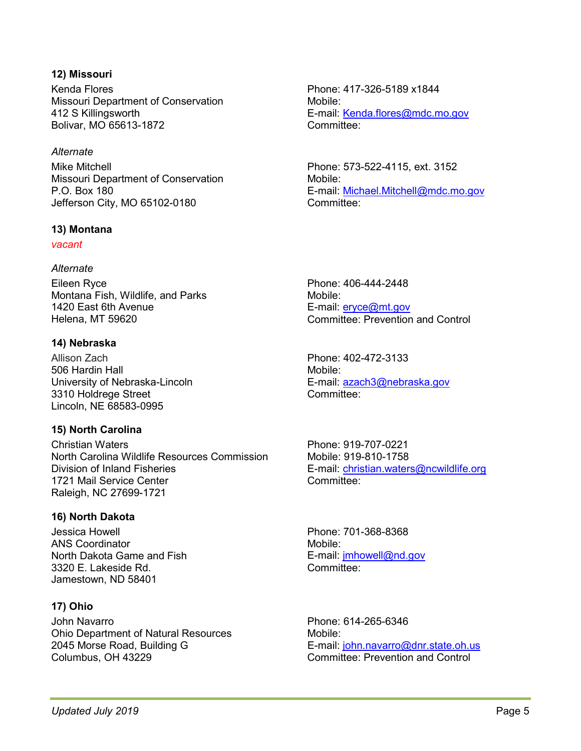### 12) Missouri

Kenda Flores
Missouri Department of Conservation
412 S Killingsworth
Bolivar, MO 65613-1872

Phone: 417-326-5189 x1844
Mobile:
E-mail: Kenda.flores@mdc.mo.gov
Committee:

*Alternate*

Mike Mitchell
Missouri Department of Conservation
P.O. Box 180
Jefferson City, MO 65102-0180

Phone: 573-522-4115, ext. 3152
Mobile:
E-mail: Michael.Mitchell@mdc.mo.gov
Committee:

### 13) Montana

*vacant*

*Alternate*

Eileen Ryce
Montana Fish, Wildlife, and Parks
1420 East 6th Avenue
Helena, MT 59620

Phone: 406-444-2448
Mobile:
E-mail: eryce@mt.gov
Committee: Prevention and Control

### 14) Nebraska

Allison Zach
506 Hardin Hall
University of Nebraska-Lincoln
3310 Holdrege Street
Lincoln, NE 68583-0995

Phone: 402-472-3133
Mobile:
E-mail: azach3@nebraska.gov
Committee:

### 15) North Carolina

Christian Waters
North Carolina Wildlife Resources Commission
Division of Inland Fisheries
1721 Mail Service Center
Raleigh, NC 27699-1721

Phone: 919-707-0221
Mobile: 919-810-1758
E-mail: christian.waters@ncwildlife.org
Committee:

### 16) North Dakota

Jessica Howell
ANS Coordinator
North Dakota Game and Fish
3320 E. Lakeside Rd.
Jamestown, ND 58401

Phone: 701-368-8368
Mobile:
E-mail: jmhowell@nd.gov
Committee:

### 17) Ohio

John Navarro
Ohio Department of Natural Resources
2045 Morse Road, Building G
Columbus, OH 43229

Phone: 614-265-6346
Mobile:
E-mail: john.navarro@dnr.state.oh.us
Committee: Prevention and Control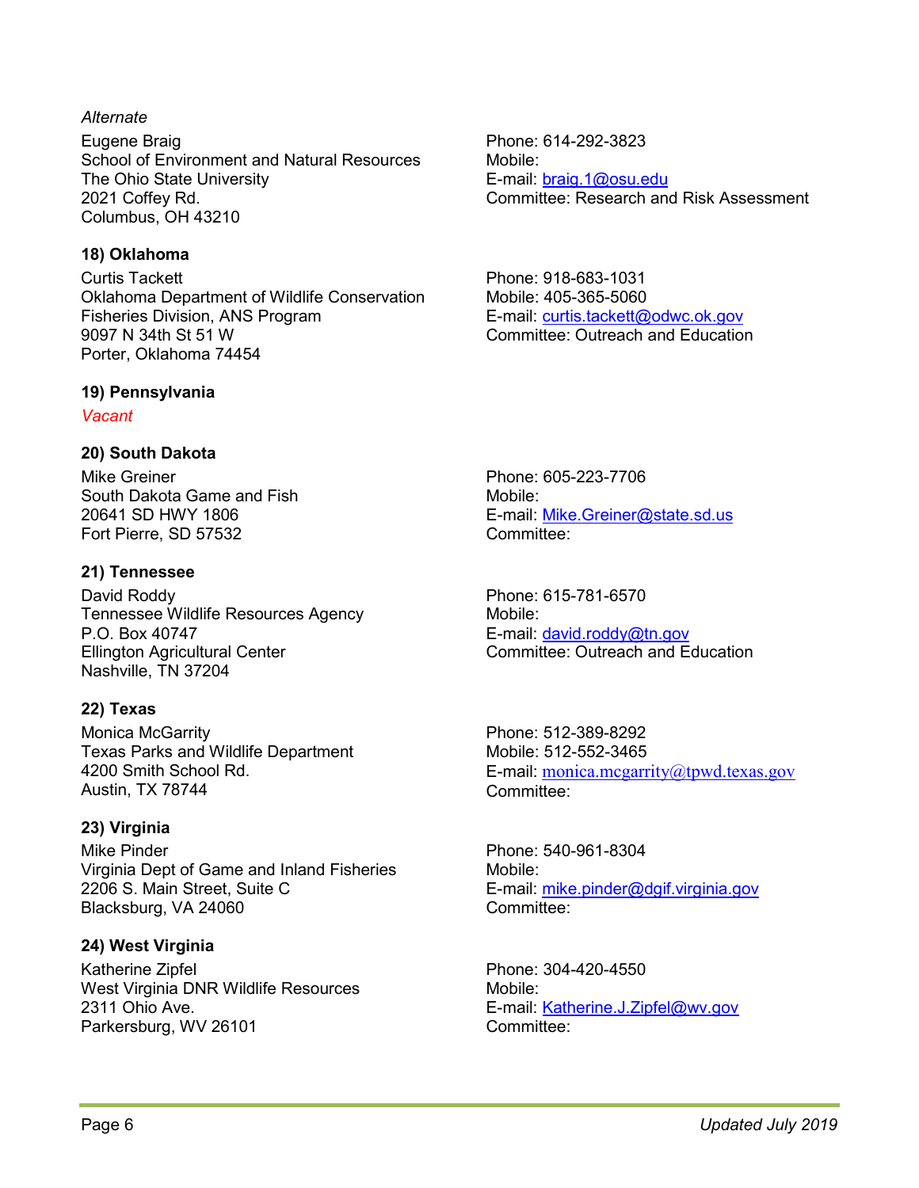*Alternate*

Eugene Braig
School of Environment and Natural Resources
The Ohio State University
2021 Coffey Rd.
Columbus, OH 43210

Phone: 614-292-3823
Mobile:
E-mail: braig.1@osu.edu
Committee: Research and Risk Assessment

**18) Oklahoma**

Curtis Tackett
Oklahoma Department of Wildlife Conservation
Fisheries Division, ANS Program
9097 N 34th St 51 W
Porter, Oklahoma 74454

Phone: 918-683-1031
Mobile: 405-365-5060
E-mail: curtis.tackett@odwc.ok.gov
Committee: Outreach and Education

**19) Pennsylvania**

*Vacant*

**20) South Dakota**

Mike Greiner
South Dakota Game and Fish
20641 SD HWY 1806
Fort Pierre, SD 57532

Phone: 605-223-7706
Mobile:
E-mail: Mike.Greiner@state.sd.us
Committee:

**21) Tennessee**

David Roddy
Tennessee Wildlife Resources Agency
P.O. Box 40747
Ellington Agricultural Center
Nashville, TN 37204

Phone: 615-781-6570
Mobile:
E-mail: david.roddy@tn.gov
Committee: Outreach and Education

**22) Texas**

Monica McGarrity
Texas Parks and Wildlife Department
4200 Smith School Rd.
Austin, TX 78744

Phone: 512-389-8292
Mobile: 512-552-3465
E-mail: monica.mcgarrity@tpwd.texas.gov
Committee:

**23) Virginia**

Mike Pinder
Virginia Dept of Game and Inland Fisheries
2206 S. Main Street, Suite C
Blacksburg, VA 24060

Phone: 540-961-8304
Mobile:
E-mail: mike.pinder@dgif.virginia.gov
Committee:

**24) West Virginia**

Katherine Zipfel
West Virginia DNR Wildlife Resources
2311 Ohio Ave.
Parkersburg, WV 26101

Phone: 304-420-4550
Mobile:
E-mail: Katherine.J.Zipfel@wv.gov
Committee: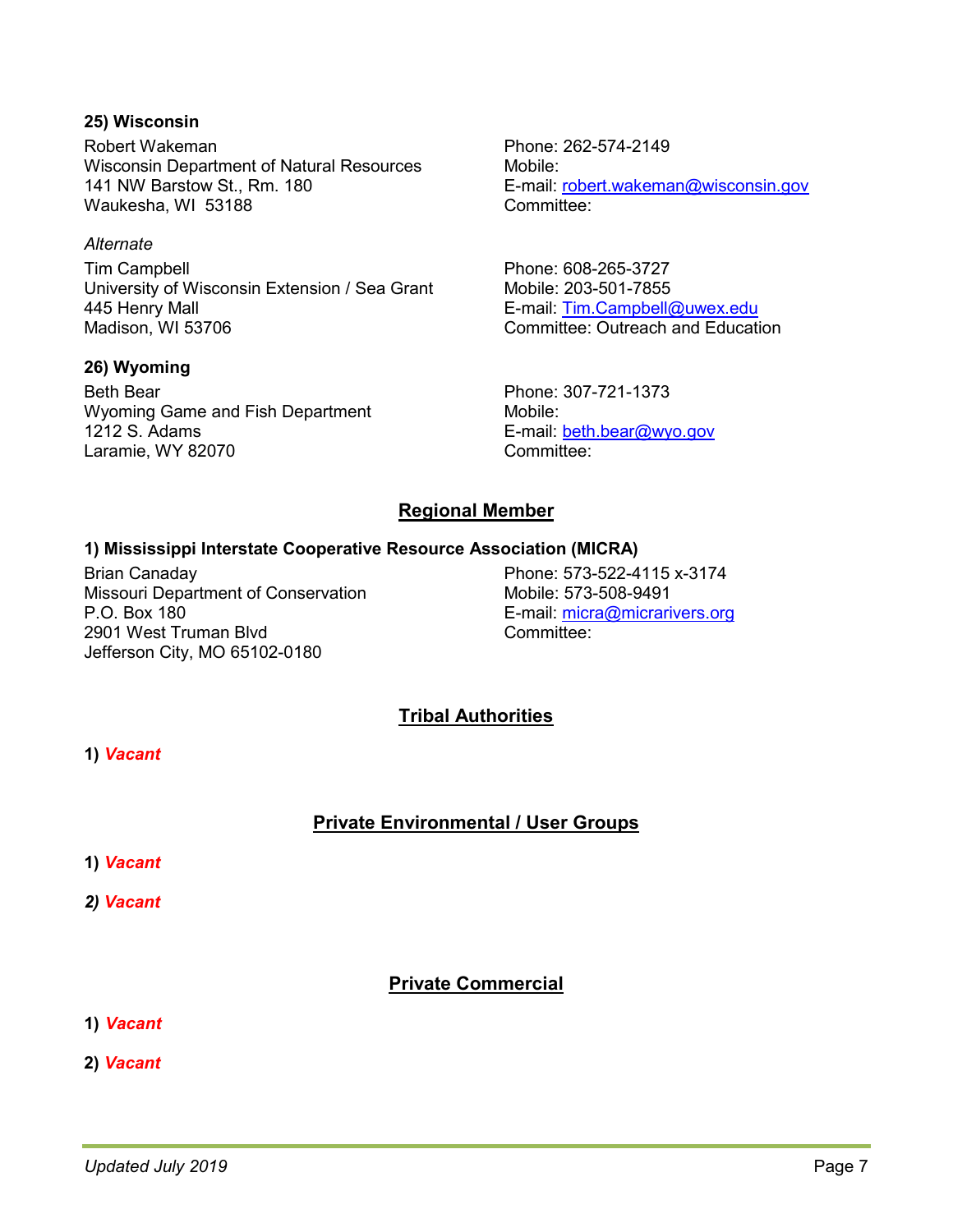**25) Wisconsin**

Robert Wakeman
Wisconsin Department of Natural Resources
141 NW Barstow St., Rm. 180
Waukesha, WI 53188

Phone: 262-574-2149
Mobile:
E-mail: robert.wakeman@wisconsin.gov
Committee:

*Alternate*

Tim Campbell
University of Wisconsin Extension / Sea Grant
445 Henry Mall
Madison, WI 53706

Phone: 608-265-3727
Mobile: 203-501-7855
E-mail: Tim.Campbell@uwex.edu
Committee: Outreach and Education

**26) Wyoming**

Beth Bear
Wyoming Game and Fish Department
1212 S. Adams
Laramie, WY 82070

Phone: 307-721-1373
Mobile:
E-mail: beth.bear@wyo.gov
Committee:

## Regional Member

**1) Mississippi Interstate Cooperative Resource Association (MICRA)**

Brian Canaday
Missouri Department of Conservation
P.O. Box 180
2901 West Truman Blvd
Jefferson City, MO 65102-0180

Phone: 573-522-4115 x-3174
Mobile: 573-508-9491
E-mail: micra@micrarivers.org
Committee:

## Tribal Authorities

**1)** ***Vacant***

## Private Environmental / User Groups

**1)** ***Vacant***

***2) Vacant***

## Private Commercial

**1)** ***Vacant***

**2)** ***Vacant***

*Updated July 2019*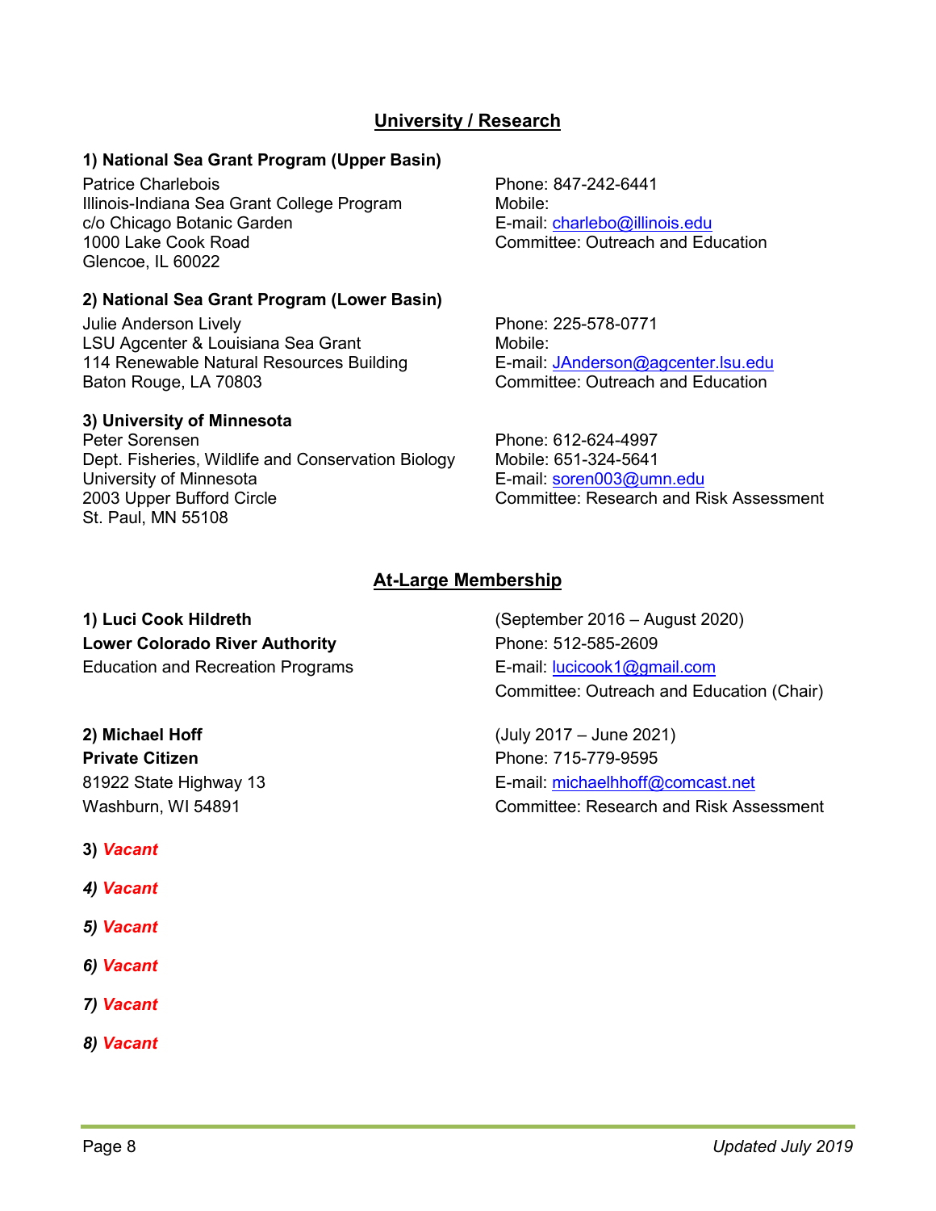## University / Research

**1) National Sea Grant Program (Upper Basin)**

Patrice Charlebois
Illinois-Indiana Sea Grant College Program
c/o Chicago Botanic Garden
1000 Lake Cook Road
Glencoe, IL 60022

Phone: 847-242-6441
Mobile:
E-mail: charlebo@illinois.edu
Committee: Outreach and Education

**2) National Sea Grant Program (Lower Basin)**

Julie Anderson Lively
LSU Agcenter & Louisiana Sea Grant
114 Renewable Natural Resources Building
Baton Rouge, LA 70803

Phone: 225-578-0771
Mobile:
E-mail: JAnderson@agcenter.lsu.edu
Committee: Outreach and Education

**3) University of Minnesota**

Peter Sorensen
Dept. Fisheries, Wildlife and Conservation Biology
University of Minnesota
2003 Upper Bufford Circle
St. Paul, MN 55108

Phone: 612-624-4997
Mobile: 651-324-5641
E-mail: soren003@umn.edu
Committee: Research and Risk Assessment

## At-Large Membership

**1) Luci Cook Hildreth**
**Lower Colorado River Authority**
Education and Recreation Programs

(September 2016 – August 2020)
Phone: 512-585-2609
E-mail: lucicook1@gmail.com
Committee: Outreach and Education (Chair)

**2) Michael Hoff**
**Private Citizen**
81922 State Highway 13
Washburn, WI 54891

(July 2017 – June 2021)
Phone: 715-779-9595
E-mail: michaelhhoff@comcast.net
Committee: Research and Risk Assessment

**3)** ***Vacant***

***4) Vacant***

***5) Vacant***

***6) Vacant***

***7) Vacant***

***8) Vacant***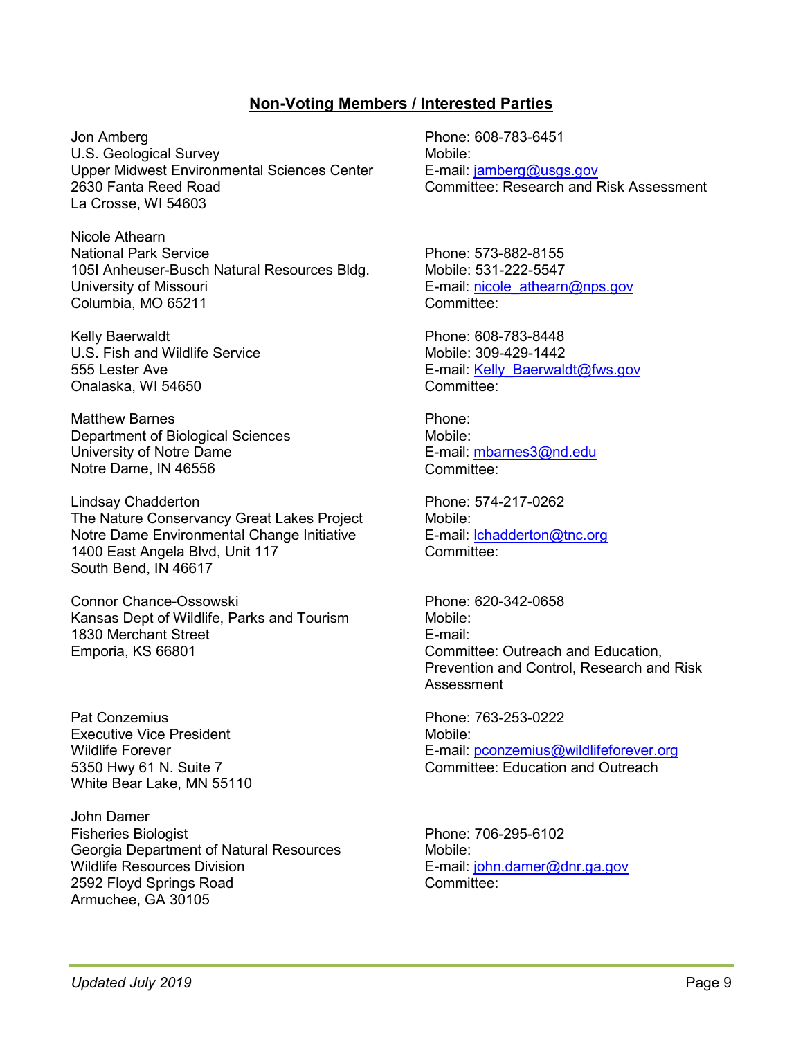## Non-Voting Members / Interested Parties

Jon Amberg
U.S. Geological Survey
Upper Midwest Environmental Sciences Center
2630 Fanta Reed Road
La Crosse, WI 54603

Phone: 608-783-6451
Mobile:
E-mail: jamberg@usgs.gov
Committee: Research and Risk Assessment

Nicole Athearn
National Park Service
105I Anheuser-Busch Natural Resources Bldg.
University of Missouri
Columbia, MO 65211

Phone: 573-882-8155
Mobile: 531-222-5547
E-mail: nicole_athearn@nps.gov
Committee:

Kelly Baerwaldt
U.S. Fish and Wildlife Service
555 Lester Ave
Onalaska, WI 54650

Phone: 608-783-8448
Mobile: 309-429-1442
E-mail: Kelly_Baerwaldt@fws.gov
Committee:

Matthew Barnes
Department of Biological Sciences
University of Notre Dame
Notre Dame, IN 46556

Phone:
Mobile:
E-mail: mbarnes3@nd.edu
Committee:

Lindsay Chadderton
The Nature Conservancy Great Lakes Project
Notre Dame Environmental Change Initiative
1400 East Angela Blvd, Unit 117
South Bend, IN 46617

Phone: 574-217-0262
Mobile:
E-mail: lchadderton@tnc.org
Committee:

Connor Chance-Ossowski
Kansas Dept of Wildlife, Parks and Tourism
1830 Merchant Street
Emporia, KS 66801

Phone: 620-342-0658
Mobile:
E-mail:
Committee: Outreach and Education, Prevention and Control, Research and Risk Assessment

Pat Conzemius
Executive Vice President
Wildlife Forever
5350 Hwy 61 N. Suite 7
White Bear Lake, MN 55110

Phone: 763-253-0222
Mobile:
E-mail: pconzemius@wildlifeforever.org
Committee: Education and Outreach

John Damer
Fisheries Biologist
Georgia Department of Natural Resources
Wildlife Resources Division
2592 Floyd Springs Road
Armuchee, GA 30105

Phone: 706-295-6102
Mobile:
E-mail: john.damer@dnr.ga.gov
Committee: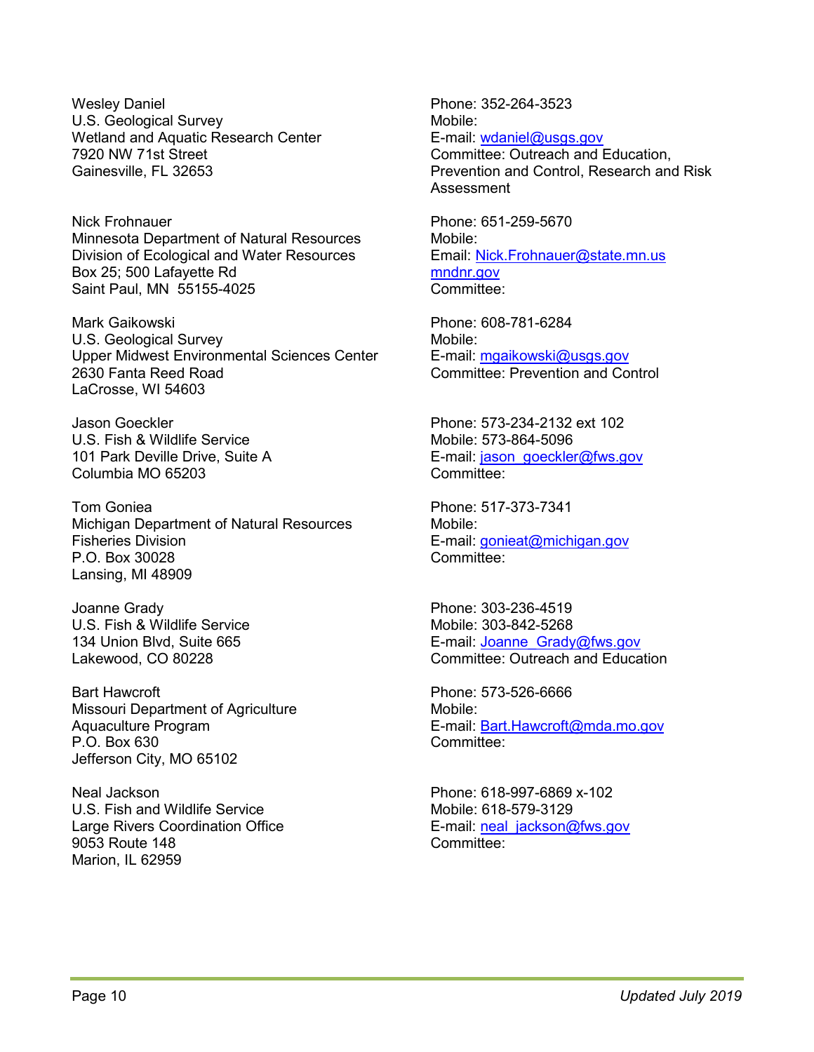Wesley Daniel
U.S. Geological Survey
Wetland and Aquatic Research Center
7920 NW 71st Street
Gainesville, FL 32653

Phone: 352-264-3523
Mobile:
E-mail: wdaniel@usgs.gov
Committee: Outreach and Education, Prevention and Control, Research and Risk Assessment

Nick Frohnauer
Minnesota Department of Natural Resources
Division of Ecological and Water Resources
Box 25; 500 Lafayette Rd
Saint Paul, MN 55155-4025

Phone: 651-259-5670
Mobile:
Email: Nick.Frohnauer@state.mn.us mndnr.gov
Committee:

Mark Gaikowski
U.S. Geological Survey
Upper Midwest Environmental Sciences Center
2630 Fanta Reed Road
LaCrosse, WI 54603

Phone: 608-781-6284
Mobile:
E-mail: mgaikowski@usgs.gov
Committee: Prevention and Control

Jason Goeckler
U.S. Fish & Wildlife Service
101 Park Deville Drive, Suite A
Columbia MO 65203

Phone: 573-234-2132 ext 102
Mobile: 573-864-5096
E-mail: jason_goeckler@fws.gov
Committee:

Tom Goniea
Michigan Department of Natural Resources
Fisheries Division
P.O. Box 30028
Lansing, MI 48909

Phone: 517-373-7341
Mobile:
E-mail: gonieat@michigan.gov
Committee:

Joanne Grady
U.S. Fish & Wildlife Service
134 Union Blvd, Suite 665
Lakewood, CO 80228

Phone: 303-236-4519
Mobile: 303-842-5268
E-mail: Joanne_Grady@fws.gov
Committee: Outreach and Education

Bart Hawcroft
Missouri Department of Agriculture
Aquaculture Program
P.O. Box 630
Jefferson City, MO 65102

Phone: 573-526-6666
Mobile:
E-mail: Bart.Hawcroft@mda.mo.gov
Committee:

Neal Jackson
U.S. Fish and Wildlife Service
Large Rivers Coordination Office
9053 Route 148
Marion, IL 62959

Phone: 618-997-6869 x-102
Mobile: 618-579-3129
E-mail: neal_jackson@fws.gov
Committee: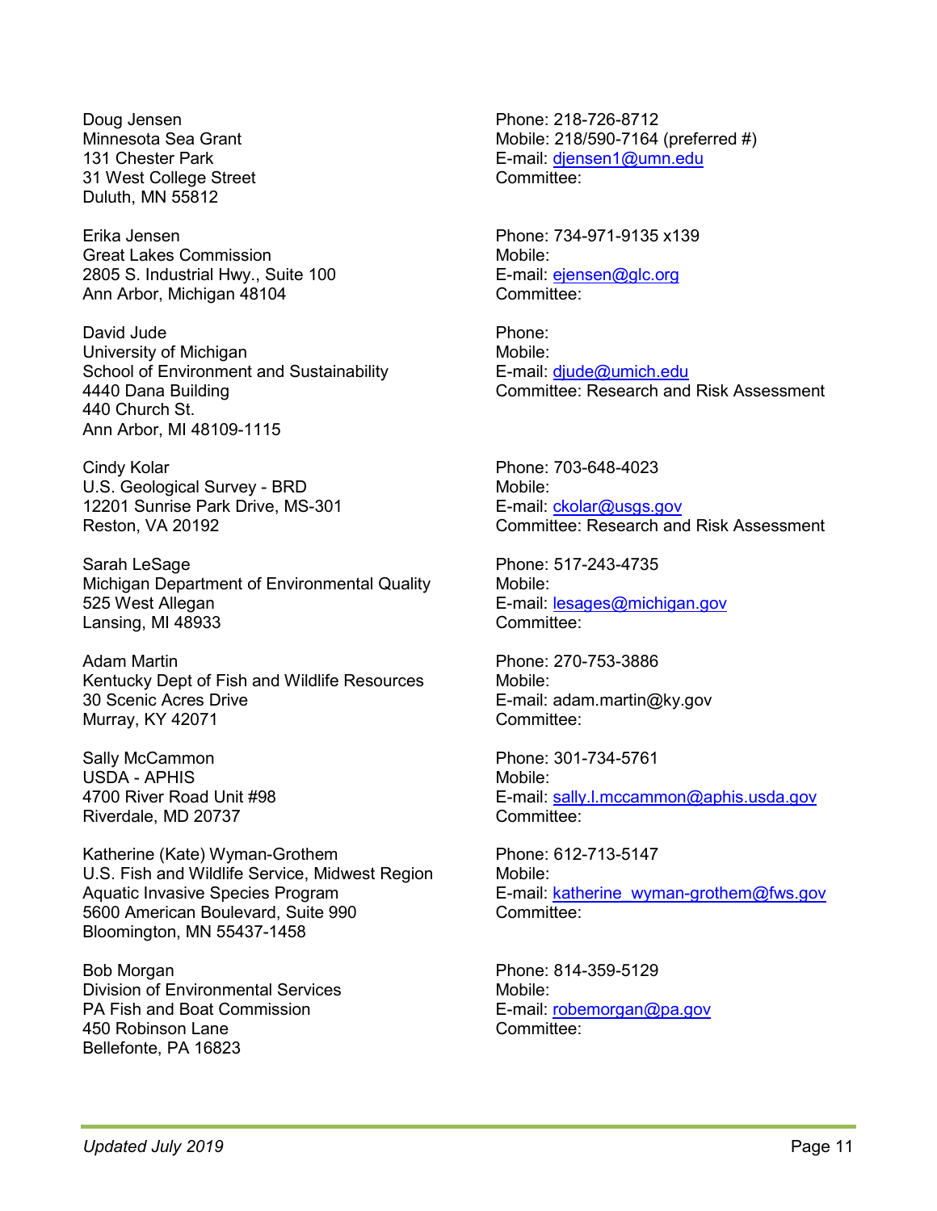Doug Jensen
Minnesota Sea Grant
131 Chester Park
31 West College Street
Duluth, MN 55812

Phone: 218-726-8712
Mobile: 218/590-7164 (preferred #)
E-mail: djensen1@umn.edu
Committee:

Erika Jensen
Great Lakes Commission
2805 S. Industrial Hwy., Suite 100
Ann Arbor, Michigan 48104

Phone: 734-971-9135 x139
Mobile:
E-mail: ejensen@glc.org
Committee:

David Jude
University of Michigan
School of Environment and Sustainability
4440 Dana Building
440 Church St.
Ann Arbor, MI 48109-1115

Phone:
Mobile:
E-mail: djude@umich.edu
Committee: Research and Risk Assessment

Cindy Kolar
U.S. Geological Survey - BRD
12201 Sunrise Park Drive, MS-301
Reston, VA 20192

Phone: 703-648-4023
Mobile:
E-mail: ckolar@usgs.gov
Committee: Research and Risk Assessment

Sarah LeSage
Michigan Department of Environmental Quality
525 West Allegan
Lansing, MI 48933

Phone: 517-243-4735
Mobile:
E-mail: lesages@michigan.gov
Committee:

Adam Martin
Kentucky Dept of Fish and Wildlife Resources
30 Scenic Acres Drive
Murray, KY 42071

Phone: 270-753-3886
Mobile:
E-mail: adam.martin@ky.gov
Committee:

Sally McCammon
USDA - APHIS
4700 River Road Unit #98
Riverdale, MD 20737

Phone: 301-734-5761
Mobile:
E-mail: sally.l.mccammon@aphis.usda.gov
Committee:

Katherine (Kate) Wyman-Grothem
U.S. Fish and Wildlife Service, Midwest Region
Aquatic Invasive Species Program
5600 American Boulevard, Suite 990
Bloomington, MN 55437-1458

Phone: 612-713-5147
Mobile:
E-mail: katherine_wyman-grothem@fws.gov
Committee:

Bob Morgan
Division of Environmental Services
PA Fish and Boat Commission
450 Robinson Lane
Bellefonte, PA 16823

Phone: 814-359-5129
Mobile:
E-mail: robemorgan@pa.gov
Committee: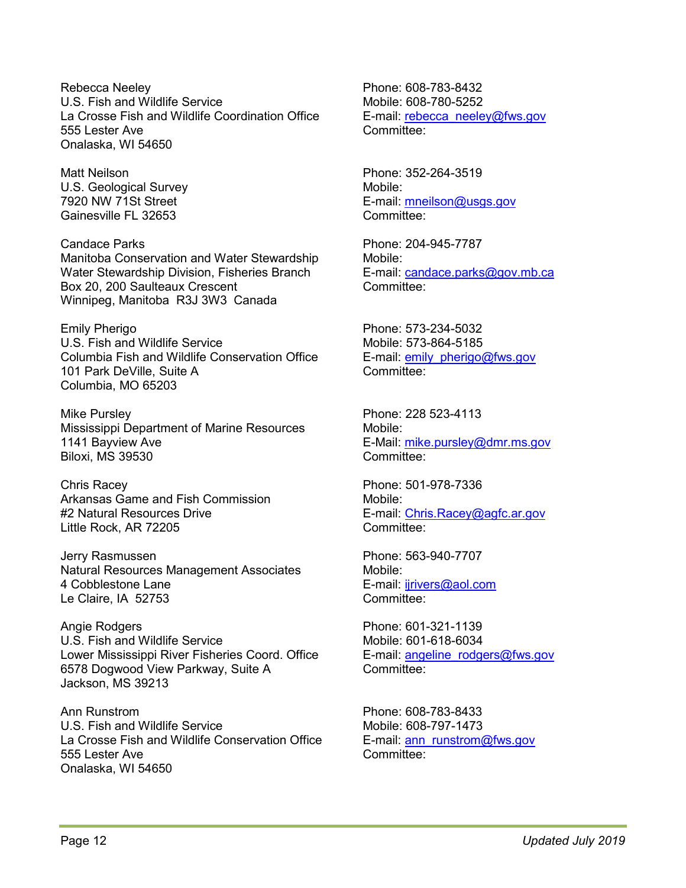Rebecca Neeley
U.S. Fish and Wildlife Service
La Crosse Fish and Wildlife Coordination Office
555 Lester Ave
Onalaska, WI 54650

Phone: 608-783-8432
Mobile: 608-780-5252
E-mail: rebecca_neeley@fws.gov
Committee:

Matt Neilson
U.S. Geological Survey
7920 NW 71St Street
Gainesville FL 32653

Phone: 352-264-3519
Mobile:
E-mail: mneilson@usgs.gov
Committee:

Candace Parks
Manitoba Conservation and Water Stewardship
Water Stewardship Division, Fisheries Branch
Box 20, 200 Saulteaux Crescent
Winnipeg, Manitoba R3J 3W3 Canada

Phone: 204-945-7787
Mobile:
E-mail: candace.parks@gov.mb.ca
Committee:

Emily Pherigo
U.S. Fish and Wildlife Service
Columbia Fish and Wildlife Conservation Office
101 Park DeVille, Suite A
Columbia, MO 65203

Phone: 573-234-5032
Mobile: 573-864-5185
E-mail: emily_pherigo@fws.gov
Committee:

Mike Pursley
Mississippi Department of Marine Resources
1141 Bayview Ave
Biloxi, MS 39530

Phone: 228 523-4113
Mobile:
E-Mail: mike.pursley@dmr.ms.gov
Committee:

Chris Racey
Arkansas Game and Fish Commission
#2 Natural Resources Drive
Little Rock, AR 72205

Phone: 501-978-7336
Mobile:
E-mail: Chris.Racey@agfc.ar.gov
Committee:

Jerry Rasmussen
Natural Resources Management Associates
4 Cobblestone Lane
Le Claire, IA 52753

Phone: 563-940-7707
Mobile:
E-mail: ijrivers@aol.com
Committee:

Angie Rodgers
U.S. Fish and Wildlife Service
Lower Mississippi River Fisheries Coord. Office
6578 Dogwood View Parkway, Suite A
Jackson, MS 39213

Phone: 601-321-1139
Mobile: 601-618-6034
E-mail: angeline_rodgers@fws.gov
Committee:

Ann Runstrom
U.S. Fish and Wildlife Service
La Crosse Fish and Wildlife Conservation Office
555 Lester Ave
Onalaska, WI 54650

Phone: 608-783-8433
Mobile: 608-797-1473
E-mail: ann_runstrom@fws.gov
Committee:

*Updated July 2019*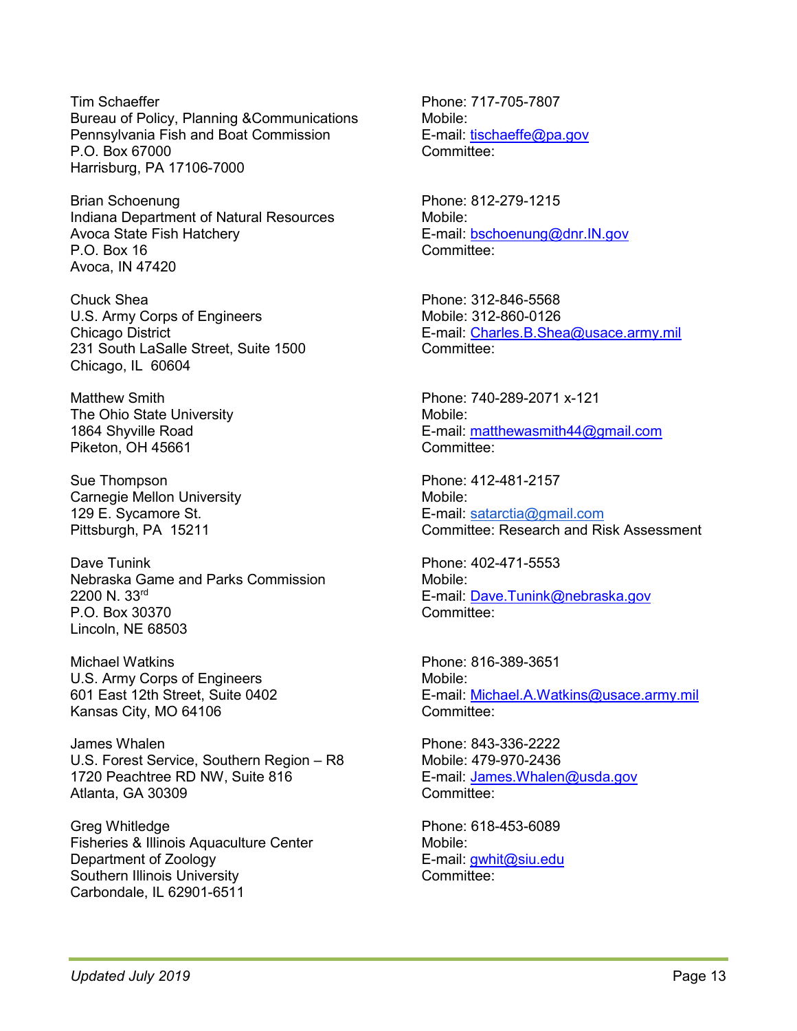Tim Schaeffer
Bureau of Policy, Planning &Communications
Pennsylvania Fish and Boat Commission
P.O. Box 67000
Harrisburg, PA 17106-7000

Phone: 717-705-7807
Mobile:
E-mail: tischaeffe@pa.gov
Committee:

Brian Schoenung
Indiana Department of Natural Resources
Avoca State Fish Hatchery
P.O. Box 16
Avoca, IN 47420

Phone: 812-279-1215
Mobile:
E-mail: bschoenung@dnr.IN.gov
Committee:

Chuck Shea
U.S. Army Corps of Engineers
Chicago District
231 South LaSalle Street, Suite 1500
Chicago, IL 60604

Phone: 312-846-5568
Mobile: 312-860-0126
E-mail: Charles.B.Shea@usace.army.mil
Committee:

Matthew Smith
The Ohio State University
1864 Shyville Road
Piketon, OH 45661

Phone: 740-289-2071 x-121
Mobile:
E-mail: matthewasmith44@gmail.com
Committee:

Sue Thompson
Carnegie Mellon University
129 E. Sycamore St.
Pittsburgh, PA 15211

Phone: 412-481-2157
Mobile:
E-mail: satarctia@gmail.com
Committee: Research and Risk Assessment

Dave Tunink
Nebraska Game and Parks Commission
2200 N. 33rd
P.O. Box 30370
Lincoln, NE 68503

Phone: 402-471-5553
Mobile:
E-mail: Dave.Tunink@nebraska.gov
Committee:

Michael Watkins
U.S. Army Corps of Engineers
601 East 12th Street, Suite 0402
Kansas City, MO 64106

Phone: 816-389-3651
Mobile:
E-mail: Michael.A.Watkins@usace.army.mil
Committee:

James Whalen
U.S. Forest Service, Southern Region – R8
1720 Peachtree RD NW, Suite 816
Atlanta, GA 30309

Phone: 843-336-2222
Mobile: 479-970-2436
E-mail: James.Whalen@usda.gov
Committee:

Greg Whitledge
Fisheries & Illinois Aquaculture Center
Department of Zoology
Southern Illinois University
Carbondale, IL 62901-6511

Phone: 618-453-6089
Mobile:
E-mail: gwhit@siu.edu
Committee: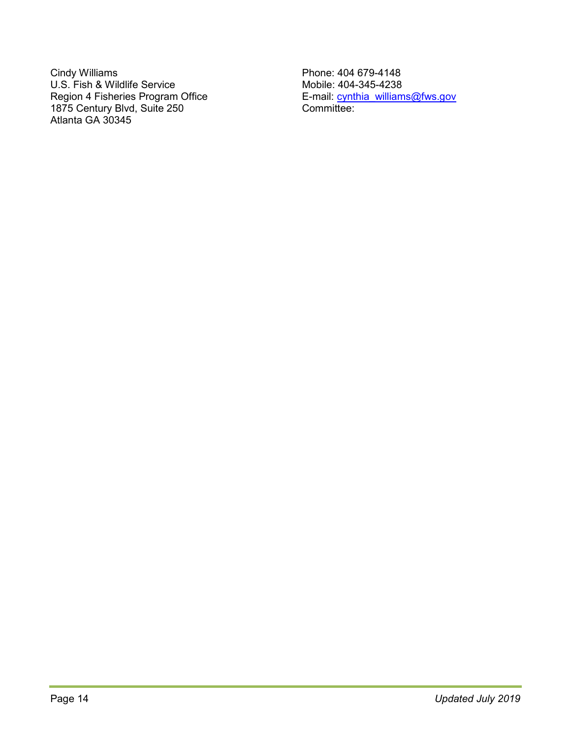Cindy Williams
U.S. Fish & Wildlife Service
Region 4 Fisheries Program Office
1875 Century Blvd, Suite 250
Atlanta GA 30345

Phone: 404 679-4148
Mobile: 404-345-4238
E-mail: cynthia_williams@fws.gov
Committee: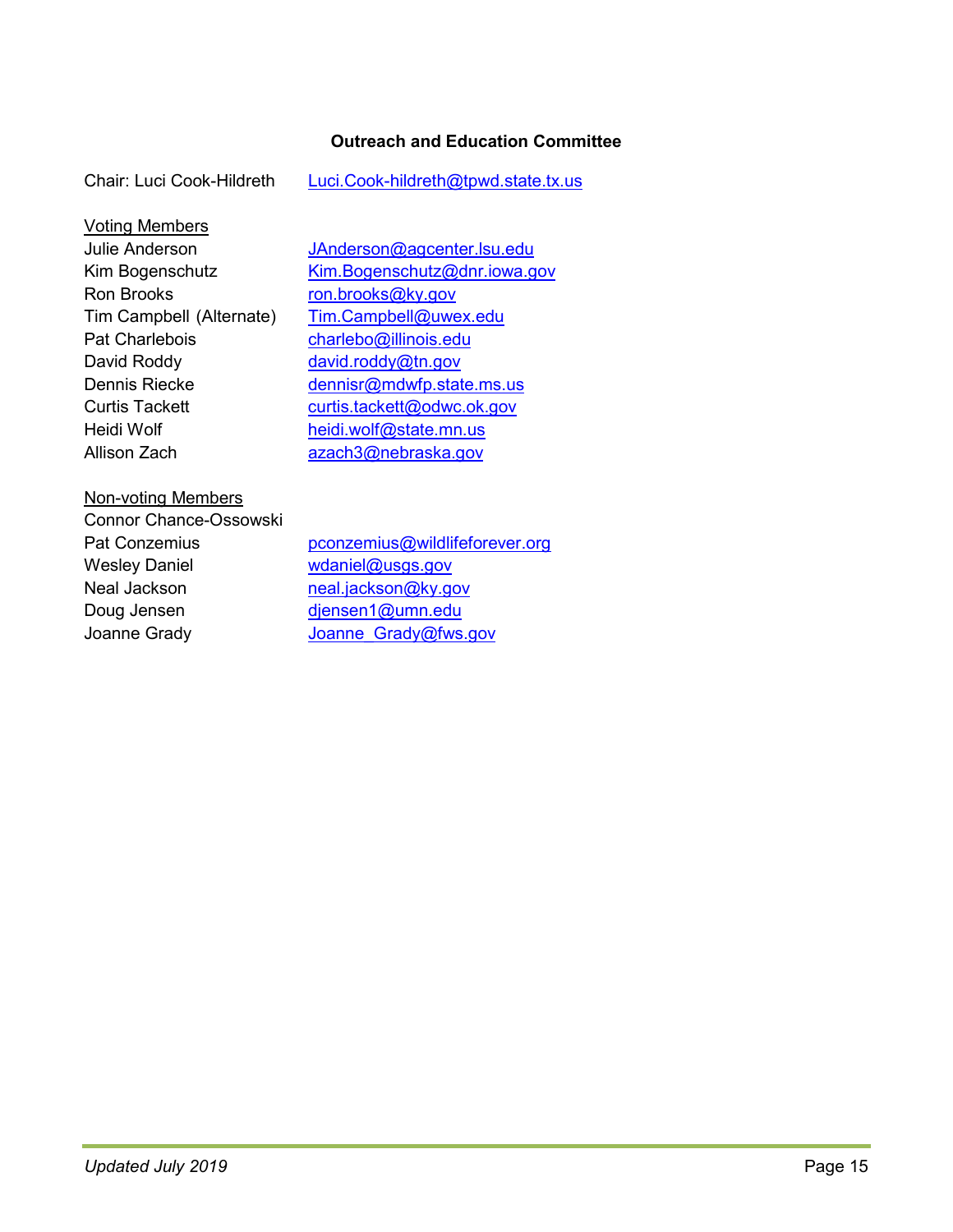### Outreach and Education Committee

Chair: Luci Cook-Hildreth Luci.Cook-hildreth@tpwd.state.tx.us

Voting Members

| | |
|---|---|
| Julie Anderson | JAnderson@agcenter.lsu.edu |
| Kim Bogenschutz | Kim.Bogenschutz@dnr.iowa.gov |
| Ron Brooks | ron.brooks@ky.gov |
| Tim Campbell (Alternate) | Tim.Campbell@uwex.edu |
| Pat Charlebois | charlebo@illinois.edu |
| David Roddy | david.roddy@tn.gov |
| Dennis Riecke | dennisr@mdwfp.state.ms.us |
| Curtis Tackett | curtis.tackett@odwc.ok.gov |
| Heidi Wolf | heidi.wolf@state.mn.us |
| Allison Zach | azach3@nebraska.gov |

Non-voting Members

| | |
|---|---|
| Connor Chance-Ossowski | |
| Pat Conzemius | pconzemius@wildlifeforever.org |
| Wesley Daniel | wdaniel@usgs.gov |
| Neal Jackson | neal.jackson@ky.gov |
| Doug Jensen | djensen1@umn.edu |
| Joanne Grady | Joanne_Grady@fws.gov |

*Updated July 2019*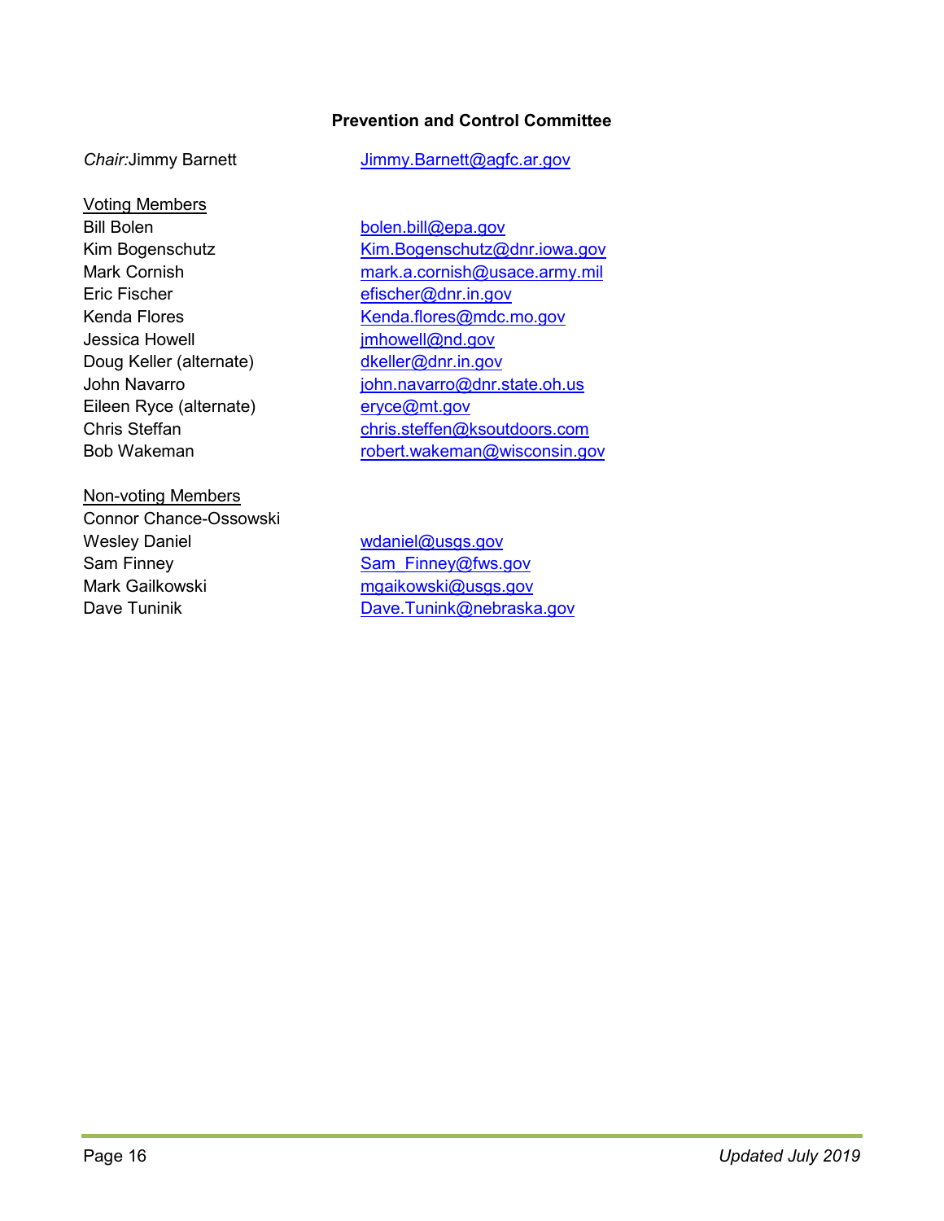## Prevention and Control Committee

*Chair:* Jimmy Barnett Jimmy.Barnett@agfc.ar.gov

Voting Members

Bill Bolen bolen.bill@epa.gov
Kim Bogenschutz Kim.Bogenschutz@dnr.iowa.gov
Mark Cornish mark.a.cornish@usace.army.mil
Eric Fischer efischer@dnr.in.gov
Kenda Flores Kenda.flores@mdc.mo.gov
Jessica Howell jmhowell@nd.gov
Doug Keller (alternate) dkeller@dnr.in.gov
John Navarro john.navarro@dnr.state.oh.us
Eileen Ryce (alternate) eryce@mt.gov
Chris Steffan chris.steffen@ksoutdoors.com
Bob Wakeman robert.wakeman@wisconsin.gov

Non-voting Members

Connor Chance-Ossowski
Wesley Daniel wdaniel@usgs.gov
Sam Finney Sam_Finney@fws.gov
Mark Gailkowski mgaikowski@usgs.gov
Dave Tuninik Dave.Tunink@nebraska.gov

*Updated July 2019*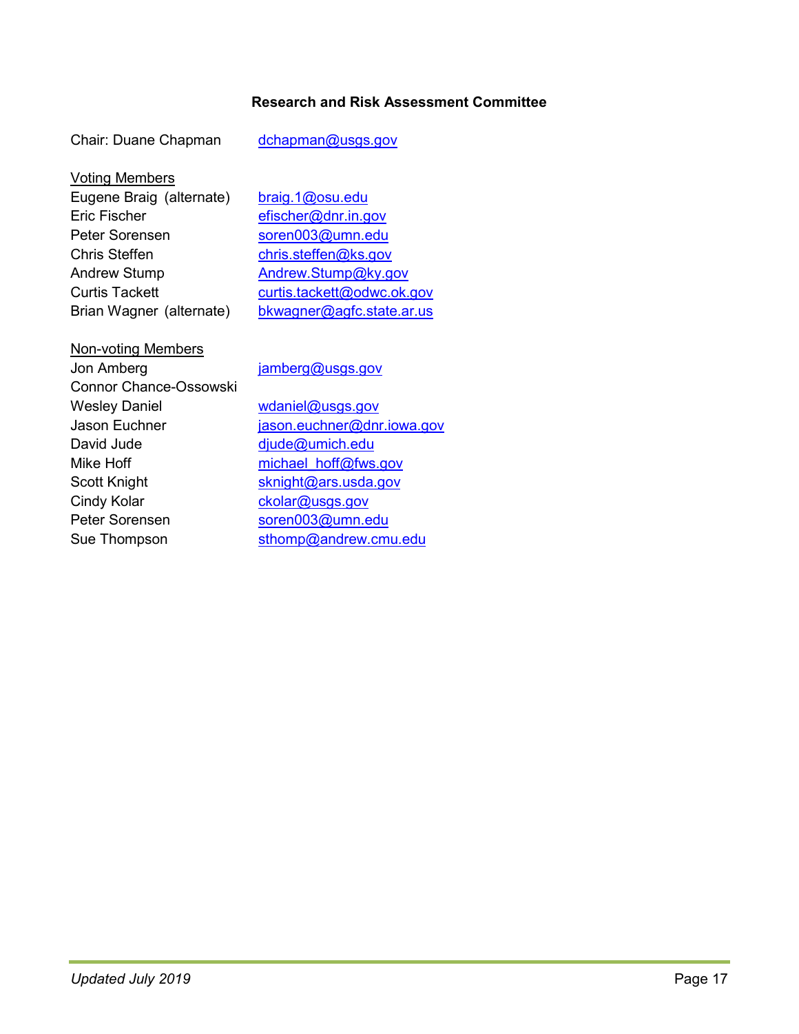### Research and Risk Assessment Committee

Chair: Duane Chapman  dchapman@usgs.gov

<u>Voting Members</u>

| | |
|---|---|
| Eugene Braig (alternate) | braig.1@osu.edu |
| Eric Fischer | efischer@dnr.in.gov |
| Peter Sorensen | soren003@umn.edu |
| Chris Steffen | chris.steffen@ks.gov |
| Andrew Stump | Andrew.Stump@ky.gov |
| Curtis Tackett | curtis.tackett@odwc.ok.gov |
| Brian Wagner (alternate) | bkwagner@agfc.state.ar.us |

<u>Non-voting Members</u>

| | |
|---|---|
| Jon Amberg | jamberg@usgs.gov |
| Connor Chance-Ossowski | |
| Wesley Daniel | wdaniel@usgs.gov |
| Jason Euchner | jason.euchner@dnr.iowa.gov |
| David Jude | djude@umich.edu |
| Mike Hoff | michael_hoff@fws.gov |
| Scott Knight | sknight@ars.usda.gov |
| Cindy Kolar | ckolar@usgs.gov |
| Peter Sorensen | soren003@umn.edu |
| Sue Thompson | sthomp@andrew.cmu.edu |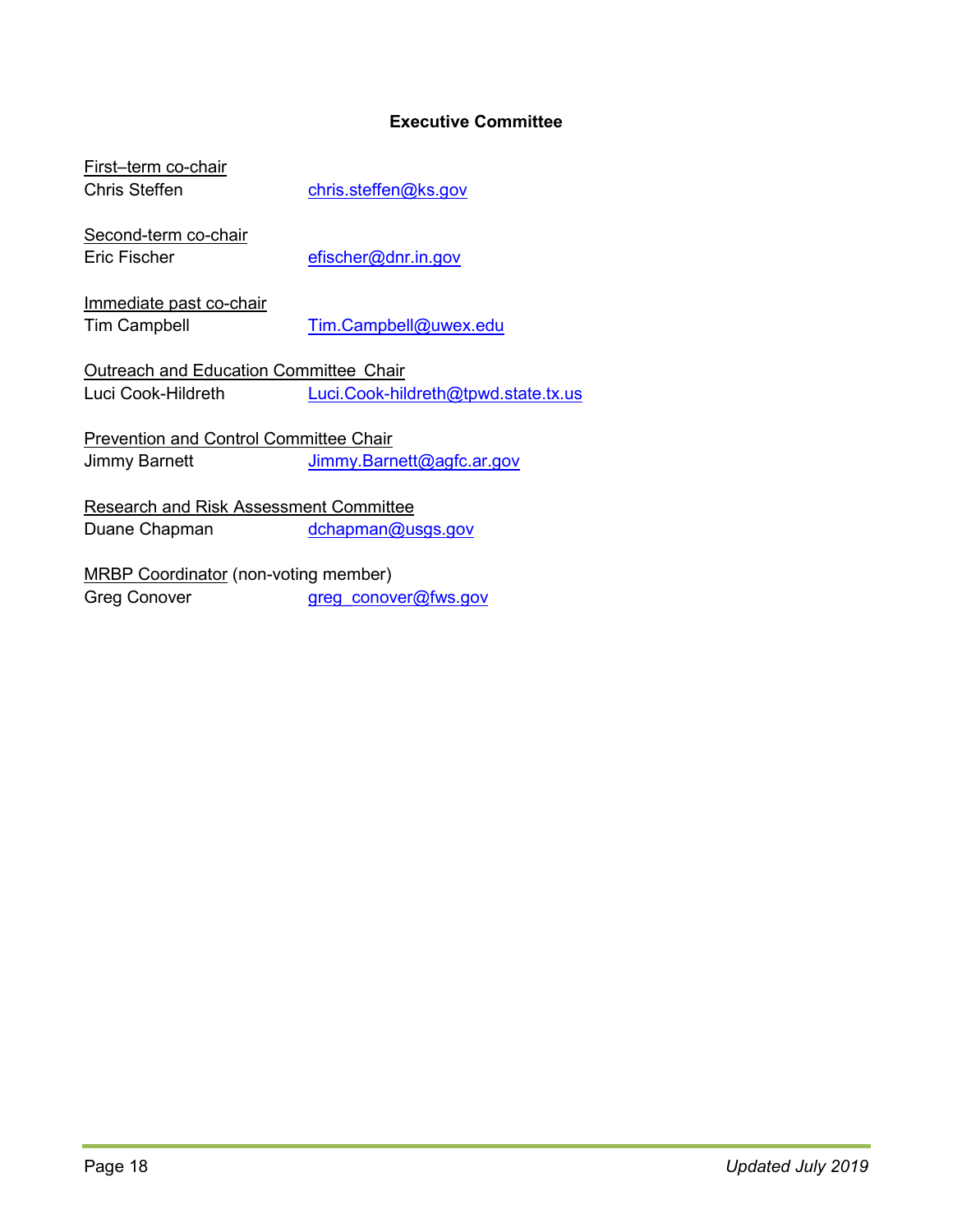### Executive Committee

First–term co-chair
Chris Steffen chris.steffen@ks.gov

Second-term co-chair
Eric Fischer efischer@dnr.in.gov

Immediate past co-chair
Tim Campbell Tim.Campbell@uwex.edu

Outreach and Education Committee Chair
Luci Cook-Hildreth Luci.Cook-hildreth@tpwd.state.tx.us

Prevention and Control Committee Chair
Jimmy Barnett Jimmy.Barnett@agfc.ar.gov

Research and Risk Assessment Committee
Duane Chapman dchapman@usgs.gov

MRBP Coordinator (non-voting member)
Greg Conover greg_conover@fws.gov